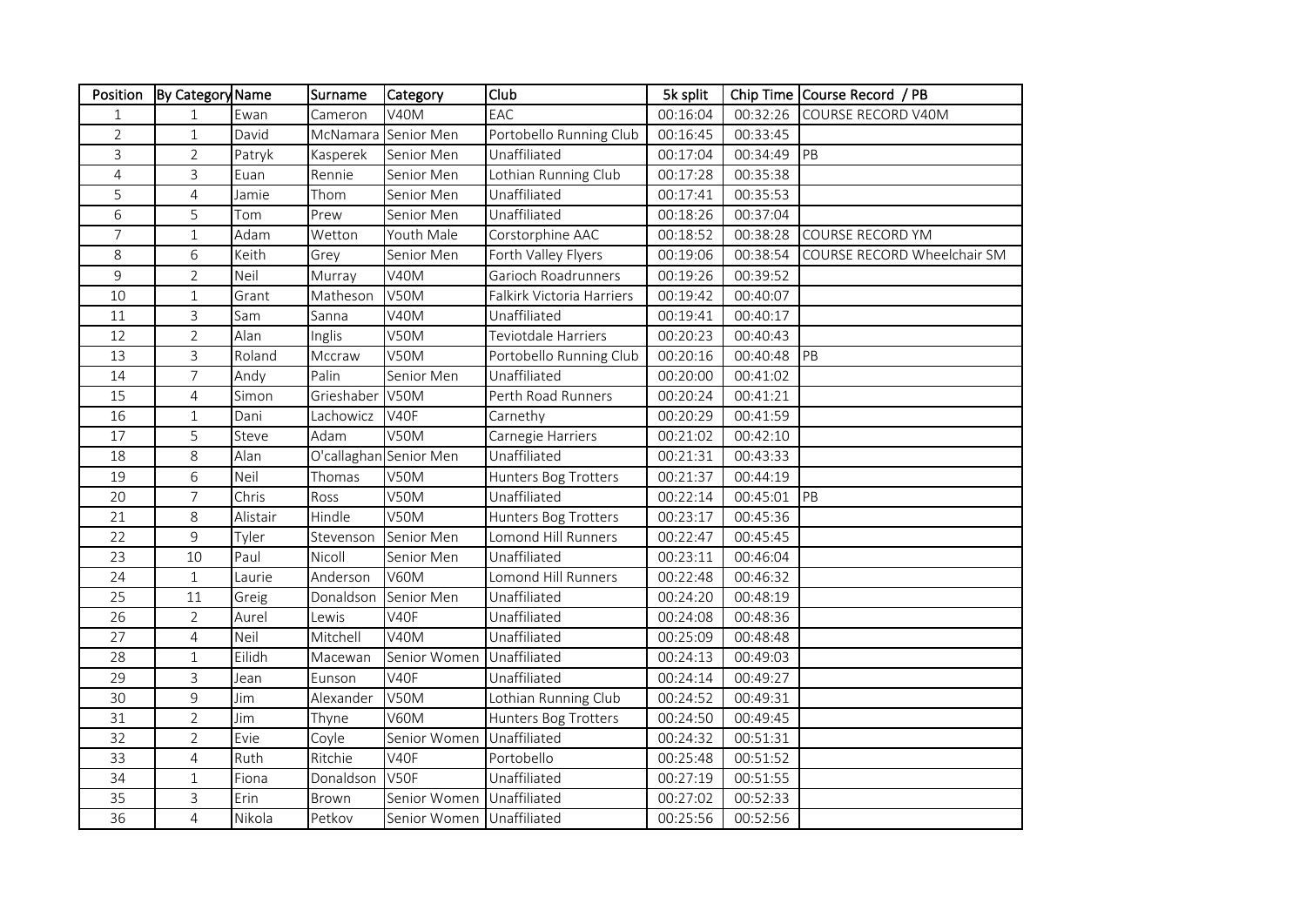| Position | By Category | Name | Surname | Category | Club | 5k split | Chip Time | Course Record / PB |
|---|---|---|---|---|---|---|---|---|
| 1 | 1 | Ewan | Cameron | V40M | EAC | 00:16:04 | 00:32:26 | COURSE RECORD V40M |
| 2 | 1 | David | McNamara | Senior Men | Portobello Running Club | 00:16:45 | 00:33:45 | |
| 3 | 2 | Patryk | Kasperek | Senior Men | Unaffiliated | 00:17:04 | 00:34:49 | PB |
| 4 | 3 | Euan | Rennie | Senior Men | Lothian Running Club | 00:17:28 | 00:35:38 | |
| 5 | 4 | Jamie | Thom | Senior Men | Unaffiliated | 00:17:41 | 00:35:53 | |
| 6 | 5 | Tom | Prew | Senior Men | Unaffiliated | 00:18:26 | 00:37:04 | |
| 7 | 1 | Adam | Wetton | Youth Male | Corstorphine AAC | 00:18:52 | 00:38:28 | COURSE RECORD YM |
| 8 | 6 | Keith | Grey | Senior Men | Forth Valley Flyers | 00:19:06 | 00:38:54 | COURSE RECORD Wheelchair SM |
| 9 | 2 | Neil | Murray | V40M | Garioch Roadrunners | 00:19:26 | 00:39:52 | |
| 10 | 1 | Grant | Matheson | V50M | Falkirk Victoria Harriers | 00:19:42 | 00:40:07 | |
| 11 | 3 | Sam | Sanna | V40M | Unaffiliated | 00:19:41 | 00:40:17 | |
| 12 | 2 | Alan | Inglis | V50M | Teviotdale Harriers | 00:20:23 | 00:40:43 | |
| 13 | 3 | Roland | Mccraw | V50M | Portobello Running Club | 00:20:16 | 00:40:48 | PB |
| 14 | 7 | Andy | Palin | Senior Men | Unaffiliated | 00:20:00 | 00:41:02 | |
| 15 | 4 | Simon | Grieshaber | V50M | Perth Road Runners | 00:20:24 | 00:41:21 | |
| 16 | 1 | Dani | Lachowicz | V40F | Carnethy | 00:20:29 | 00:41:59 | |
| 17 | 5 | Steve | Adam | V50M | Carnegie Harriers | 00:21:02 | 00:42:10 | |
| 18 | 8 | Alan | O'callaghan | Senior Men | Unaffiliated | 00:21:31 | 00:43:33 | |
| 19 | 6 | Neil | Thomas | V50M | Hunters Bog Trotters | 00:21:37 | 00:44:19 | |
| 20 | 7 | Chris | Ross | V50M | Unaffiliated | 00:22:14 | 00:45:01 | PB |
| 21 | 8 | Alistair | Hindle | V50M | Hunters Bog Trotters | 00:23:17 | 00:45:36 | |
| 22 | 9 | Tyler | Stevenson | Senior Men | Lomond Hill Runners | 00:22:47 | 00:45:45 | |
| 23 | 10 | Paul | Nicoll | Senior Men | Unaffiliated | 00:23:11 | 00:46:04 | |
| 24 | 1 | Laurie | Anderson | V60M | Lomond Hill Runners | 00:22:48 | 00:46:32 | |
| 25 | 11 | Greig | Donaldson | Senior Men | Unaffiliated | 00:24:20 | 00:48:19 | |
| 26 | 2 | Aurel | Lewis | V40F | Unaffiliated | 00:24:08 | 00:48:36 | |
| 27 | 4 | Neil | Mitchell | V40M | Unaffiliated | 00:25:09 | 00:48:48 | |
| 28 | 1 | Eilidh | Macewan | Senior Women | Unaffiliated | 00:24:13 | 00:49:03 | |
| 29 | 3 | Jean | Eunson | V40F | Unaffiliated | 00:24:14 | 00:49:27 | |
| 30 | 9 | Jim | Alexander | V50M | Lothian Running Club | 00:24:52 | 00:49:31 | |
| 31 | 2 | Jim | Thyne | V60M | Hunters Bog Trotters | 00:24:50 | 00:49:45 | |
| 32 | 2 | Evie | Coyle | Senior Women | Unaffiliated | 00:24:32 | 00:51:31 | |
| 33 | 4 | Ruth | Ritchie | V40F | Portobello | 00:25:48 | 00:51:52 | |
| 34 | 1 | Fiona | Donaldson | V50F | Unaffiliated | 00:27:19 | 00:51:55 | |
| 35 | 3 | Erin | Brown | Senior Women | Unaffiliated | 00:27:02 | 00:52:33 | |
| 36 | 4 | Nikola | Petkov | Senior Women | Unaffiliated | 00:25:56 | 00:52:56 | |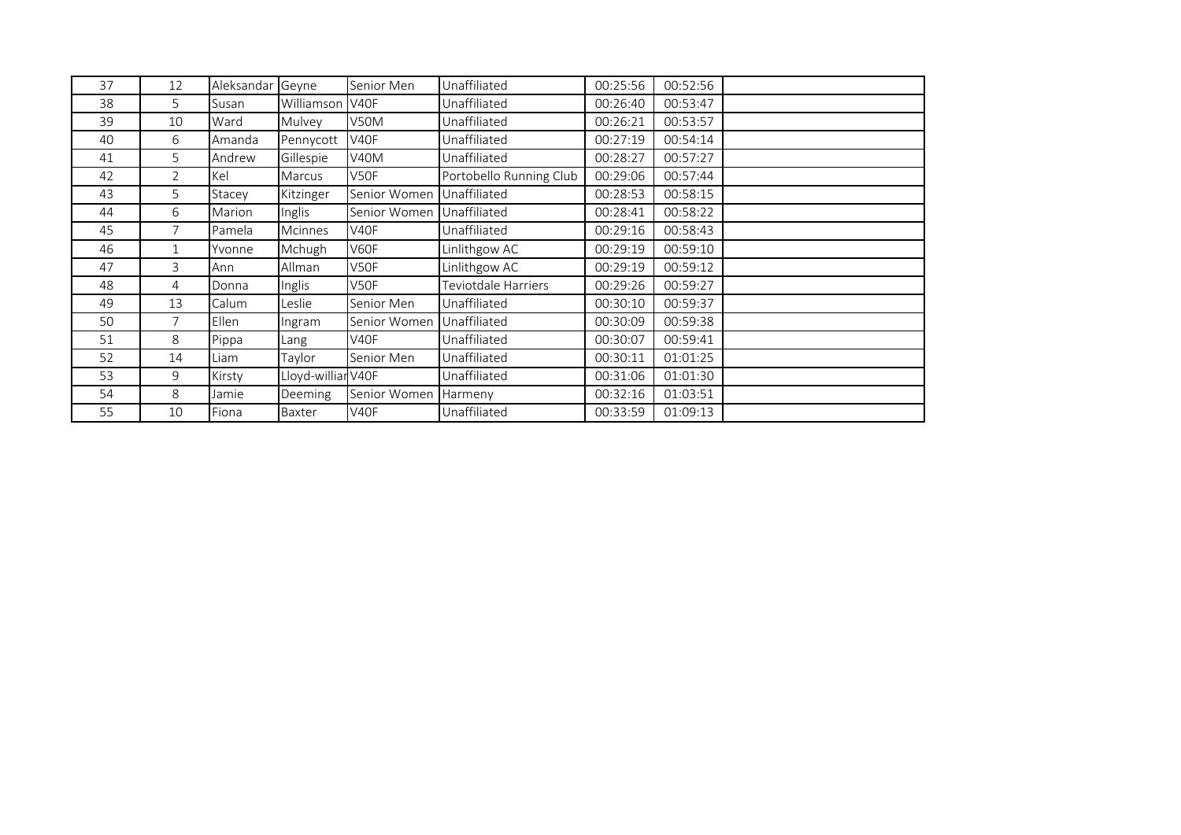| | | | | | | | | |
|---|---|---|---|---|---|---|---|---|
| 37 | 12 | Aleksandar | Geyne | Senior Men | Unaffiliated | 00:25:56 | 00:52:56 | |
| 38 | 5 | Susan | Williamson | V40F | Unaffiliated | 00:26:40 | 00:53:47 | |
| 39 | 10 | Ward | Mulvey | V50M | Unaffiliated | 00:26:21 | 00:53:57 | |
| 40 | 6 | Amanda | Pennycott | V40F | Unaffiliated | 00:27:19 | 00:54:14 | |
| 41 | 5 | Andrew | Gillespie | V40M | Unaffiliated | 00:28:27 | 00:57:27 | |
| 42 | 2 | Kel | Marcus | V50F | Portobello Running Club | 00:29:06 | 00:57:44 | |
| 43 | 5 | Stacey | Kitzinger | Senior Women | Unaffiliated | 00:28:53 | 00:58:15 | |
| 44 | 6 | Marion | Inglis | Senior Women | Unaffiliated | 00:28:41 | 00:58:22 | |
| 45 | 7 | Pamela | Mcinnes | V40F | Unaffiliated | 00:29:16 | 00:58:43 | |
| 46 | 1 | Yvonne | Mchugh | V60F | Linlithgow AC | 00:29:19 | 00:59:10 | |
| 47 | 3 | Ann | Allman | V50F | Linlithgow AC | 00:29:19 | 00:59:12 | |
| 48 | 4 | Donna | Inglis | V50F | Teviotdale Harriers | 00:29:26 | 00:59:27 | |
| 49 | 13 | Calum | Leslie | Senior Men | Unaffiliated | 00:30:10 | 00:59:37 | |
| 50 | 7 | Ellen | Ingram | Senior Women | Unaffiliated | 00:30:09 | 00:59:38 | |
| 51 | 8 | Pippa | Lang | V40F | Unaffiliated | 00:30:07 | 00:59:41 | |
| 52 | 14 | Liam | Taylor | Senior Men | Unaffiliated | 00:30:11 | 01:01:25 | |
| 53 | 9 | Kirsty | Lloyd-williar | V40F | Unaffiliated | 00:31:06 | 01:01:30 | |
| 54 | 8 | Jamie | Deeming | Senior Women | Harmeny | 00:32:16 | 01:03:51 | |
| 55 | 10 | Fiona | Baxter | V40F | Unaffiliated | 00:33:59 | 01:09:13 | |